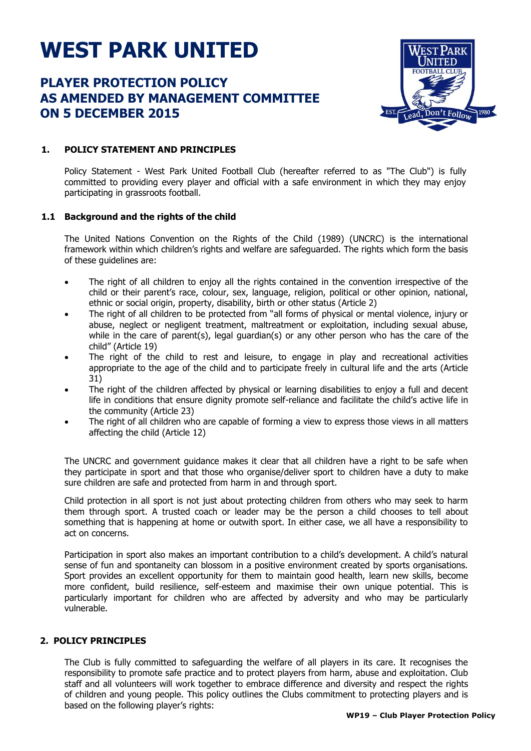# WEST PARK UNITED

## PLAYER PROTECTION POLICY
## AS AMENDED BY MANAGEMENT COMMITTEE
## ON 5 DECEMBER 2015

### 1. POLICY STATEMENT AND PRINCIPLES

Policy Statement - West Park United Football Club (hereafter referred to as "The Club") is fully committed to providing every player and official with a safe environment in which they may enjoy participating in grassroots football.

### 1.1 Background and the rights of the child

The United Nations Convention on the Rights of the Child (1989) (UNCRC) is the international framework within which children's rights and welfare are safeguarded. The rights which form the basis of these guidelines are:

- The right of all children to enjoy all the rights contained in the convention irrespective of the child or their parent's race, colour, sex, language, religion, political or other opinion, national, ethnic or social origin, property, disability, birth or other status (Article 2)
- The right of all children to be protected from "all forms of physical or mental violence, injury or abuse, neglect or negligent treatment, maltreatment or exploitation, including sexual abuse, while in the care of parent(s), legal guardian(s) or any other person who has the care of the child" (Article 19)
- The right of the child to rest and leisure, to engage in play and recreational activities appropriate to the age of the child and to participate freely in cultural life and the arts (Article 31)
- The right of the children affected by physical or learning disabilities to enjoy a full and decent life in conditions that ensure dignity promote self-reliance and facilitate the child's active life in the community (Article 23)
- The right of all children who are capable of forming a view to express those views in all matters affecting the child (Article 12)

The UNCRC and government guidance makes it clear that all children have a right to be safe when they participate in sport and that those who organise/deliver sport to children have a duty to make sure children are safe and protected from harm in and through sport.

Child protection in all sport is not just about protecting children from others who may seek to harm them through sport. A trusted coach or leader may be the person a child chooses to tell about something that is happening at home or outwith sport. In either case, we all have a responsibility to act on concerns.

Participation in sport also makes an important contribution to a child's development. A child's natural sense of fun and spontaneity can blossom in a positive environment created by sports organisations. Sport provides an excellent opportunity for them to maintain good health, learn new skills, become more confident, build resilience, self-esteem and maximise their own unique potential. This is particularly important for children who are affected by adversity and who may be particularly vulnerable.

### 2. POLICY PRINCIPLES

The Club is fully committed to safeguarding the welfare of all players in its care. It recognises the responsibility to promote safe practice and to protect players from harm, abuse and exploitation. Club staff and all volunteers will work together to embrace difference and diversity and respect the rights of children and young people. This policy outlines the Clubs commitment to protecting players and is based on the following player's rights: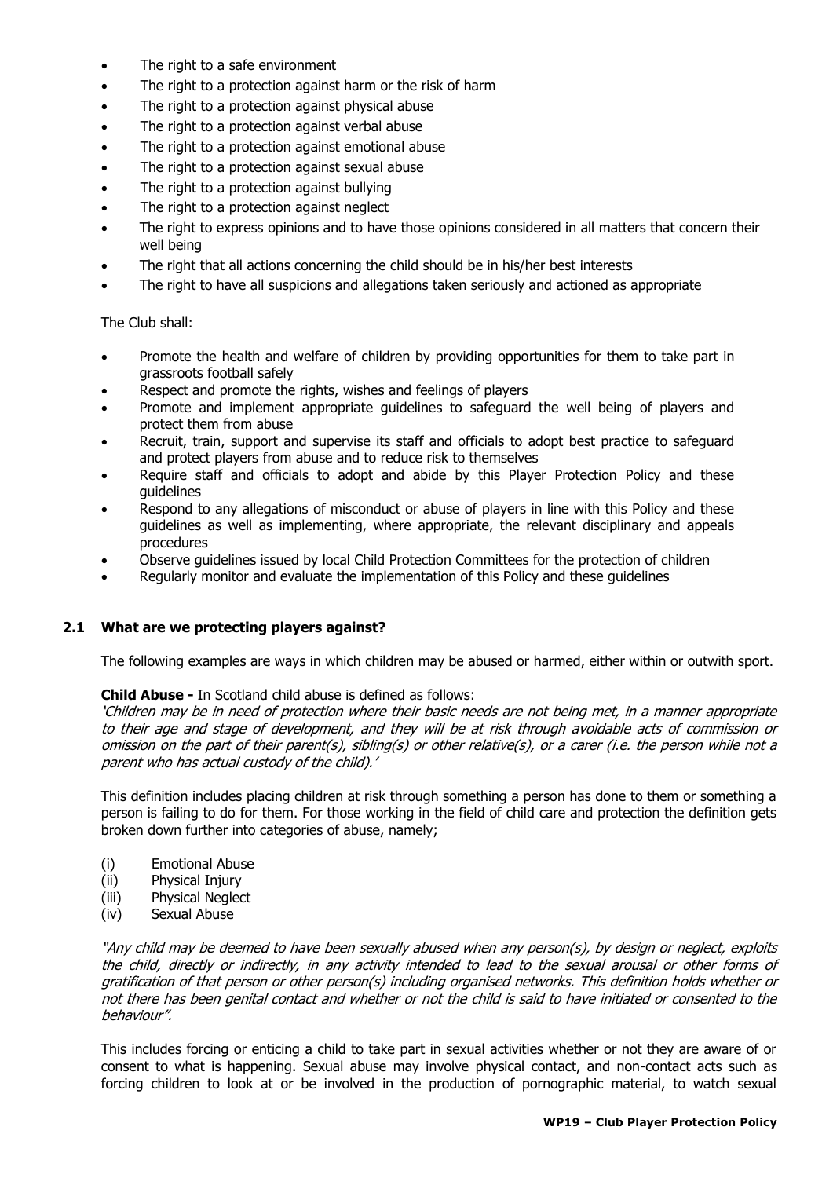- The right to a safe environment
- The right to a protection against harm or the risk of harm
- The right to a protection against physical abuse
- The right to a protection against verbal abuse
- The right to a protection against emotional abuse
- The right to a protection against sexual abuse
- The right to a protection against bullying
- The right to a protection against neglect
- The right to express opinions and to have those opinions considered in all matters that concern their well being
- The right that all actions concerning the child should be in his/her best interests
- The right to have all suspicions and allegations taken seriously and actioned as appropriate

The Club shall:

- Promote the health and welfare of children by providing opportunities for them to take part in grassroots football safely
- Respect and promote the rights, wishes and feelings of players
- Promote and implement appropriate guidelines to safeguard the well being of players and protect them from abuse
- Recruit, train, support and supervise its staff and officials to adopt best practice to safeguard and protect players from abuse and to reduce risk to themselves
- Require staff and officials to adopt and abide by this Player Protection Policy and these guidelines
- Respond to any allegations of misconduct or abuse of players in line with this Policy and these guidelines as well as implementing, where appropriate, the relevant disciplinary and appeals procedures
- Observe guidelines issued by local Child Protection Committees for the protection of children
- Regularly monitor and evaluate the implementation of this Policy and these guidelines

### 2.1 What are we protecting players against?

The following examples are ways in which children may be abused or harmed, either within or outwith sport.

**Child Abuse -** In Scotland child abuse is defined as follows:

*'Children may be in need of protection where their basic needs are not being met, in a manner appropriate to their age and stage of development, and they will be at risk through avoidable acts of commission or omission on the part of their parent(s), sibling(s) or other relative(s), or a carer (i.e. the person while not a parent who has actual custody of the child).'*

This definition includes placing children at risk through something a person has done to them or something a person is failing to do for them. For those working in the field of child care and protection the definition gets broken down further into categories of abuse, namely;

(i) Emotional Abuse
(ii) Physical Injury
(iii) Physical Neglect
(iv) Sexual Abuse

*"Any child may be deemed to have been sexually abused when any person(s), by design or neglect, exploits the child, directly or indirectly, in any activity intended to lead to the sexual arousal or other forms of gratification of that person or other person(s) including organised networks. This definition holds whether or not there has been genital contact and whether or not the child is said to have initiated or consented to the behaviour".*

This includes forcing or enticing a child to take part in sexual activities whether or not they are aware of or consent to what is happening. Sexual abuse may involve physical contact, and non-contact acts such as forcing children to look at or be involved in the production of pornographic material, to watch sexual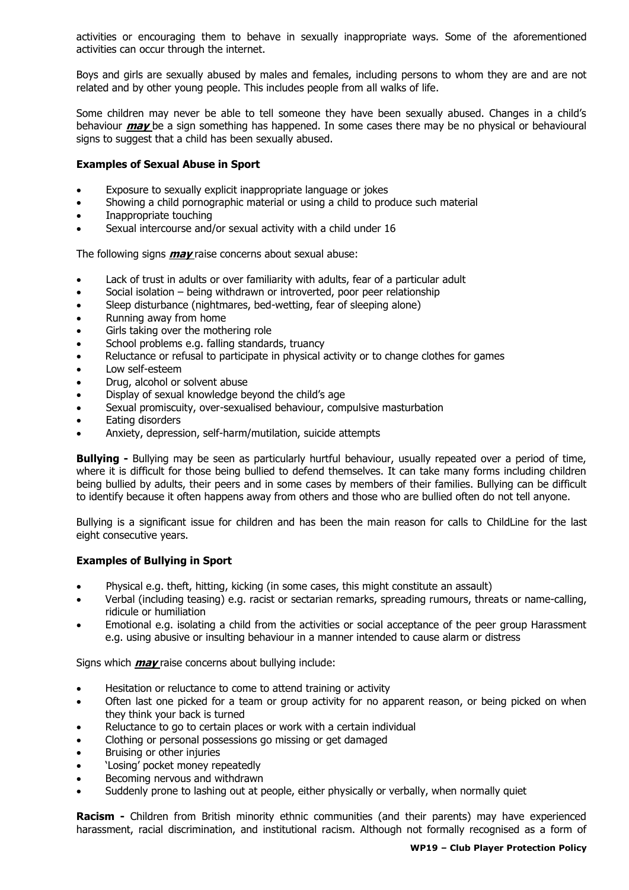activities or encouraging them to behave in sexually inappropriate ways. Some of the aforementioned activities can occur through the internet.

Boys and girls are sexually abused by males and females, including persons to whom they are and are not related and by other young people. This includes people from all walks of life.

Some children may never be able to tell someone they have been sexually abused. Changes in a child's behaviour ***may*** be a sign something has happened. In some cases there may be no physical or behavioural signs to suggest that a child has been sexually abused.

**Examples of Sexual Abuse in Sport**

- Exposure to sexually explicit inappropriate language or jokes
- Showing a child pornographic material or using a child to produce such material
- Inappropriate touching
- Sexual intercourse and/or sexual activity with a child under 16

The following signs ***may*** raise concerns about sexual abuse:

- Lack of trust in adults or over familiarity with adults, fear of a particular adult
- Social isolation – being withdrawn or introverted, poor peer relationship
- Sleep disturbance (nightmares, bed-wetting, fear of sleeping alone)
- Running away from home
- Girls taking over the mothering role
- School problems e.g. falling standards, truancy
- Reluctance or refusal to participate in physical activity or to change clothes for games
- Low self-esteem
- Drug, alcohol or solvent abuse
- Display of sexual knowledge beyond the child's age
- Sexual promiscuity, over-sexualised behaviour, compulsive masturbation
- Eating disorders
- Anxiety, depression, self-harm/mutilation, suicide attempts

**Bullying -** Bullying may be seen as particularly hurtful behaviour, usually repeated over a period of time, where it is difficult for those being bullied to defend themselves. It can take many forms including children being bullied by adults, their peers and in some cases by members of their families. Bullying can be difficult to identify because it often happens away from others and those who are bullied often do not tell anyone.

Bullying is a significant issue for children and has been the main reason for calls to ChildLine for the last eight consecutive years.

**Examples of Bullying in Sport**

- Physical e.g. theft, hitting, kicking (in some cases, this might constitute an assault)
- Verbal (including teasing) e.g. racist or sectarian remarks, spreading rumours, threats or name-calling, ridicule or humiliation
- Emotional e.g. isolating a child from the activities or social acceptance of the peer group Harassment e.g. using abusive or insulting behaviour in a manner intended to cause alarm or distress

Signs which ***may*** raise concerns about bullying include:

- Hesitation or reluctance to come to attend training or activity
- Often last one picked for a team or group activity for no apparent reason, or being picked on when they think your back is turned
- Reluctance to go to certain places or work with a certain individual
- Clothing or personal possessions go missing or get damaged
- Bruising or other injuries
- 'Losing' pocket money repeatedly
- Becoming nervous and withdrawn
- Suddenly prone to lashing out at people, either physically or verbally, when normally quiet

**Racism -** Children from British minority ethnic communities (and their parents) may have experienced harassment, racial discrimination, and institutional racism. Although not formally recognised as a form of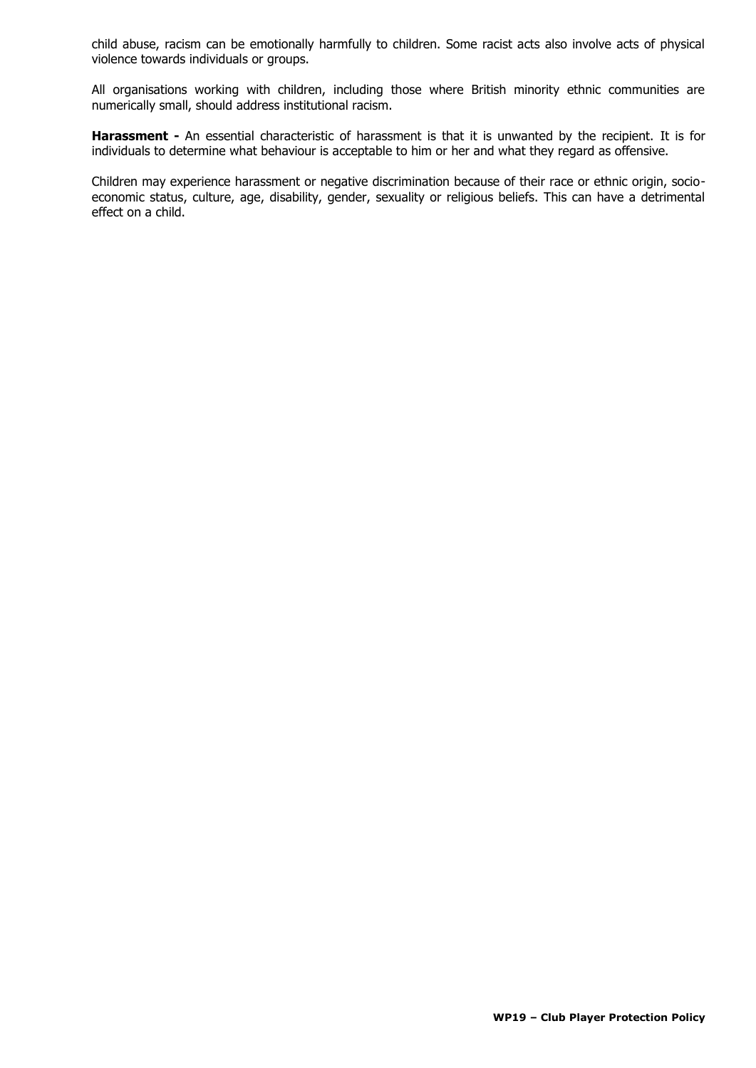child abuse, racism can be emotionally harmfully to children. Some racist acts also involve acts of physical violence towards individuals or groups.

All organisations working with children, including those where British minority ethnic communities are numerically small, should address institutional racism.

**Harassment -** An essential characteristic of harassment is that it is unwanted by the recipient. It is for individuals to determine what behaviour is acceptable to him or her and what they regard as offensive.

Children may experience harassment or negative discrimination because of their race or ethnic origin, socio-economic status, culture, age, disability, gender, sexuality or religious beliefs. This can have a detrimental effect on a child.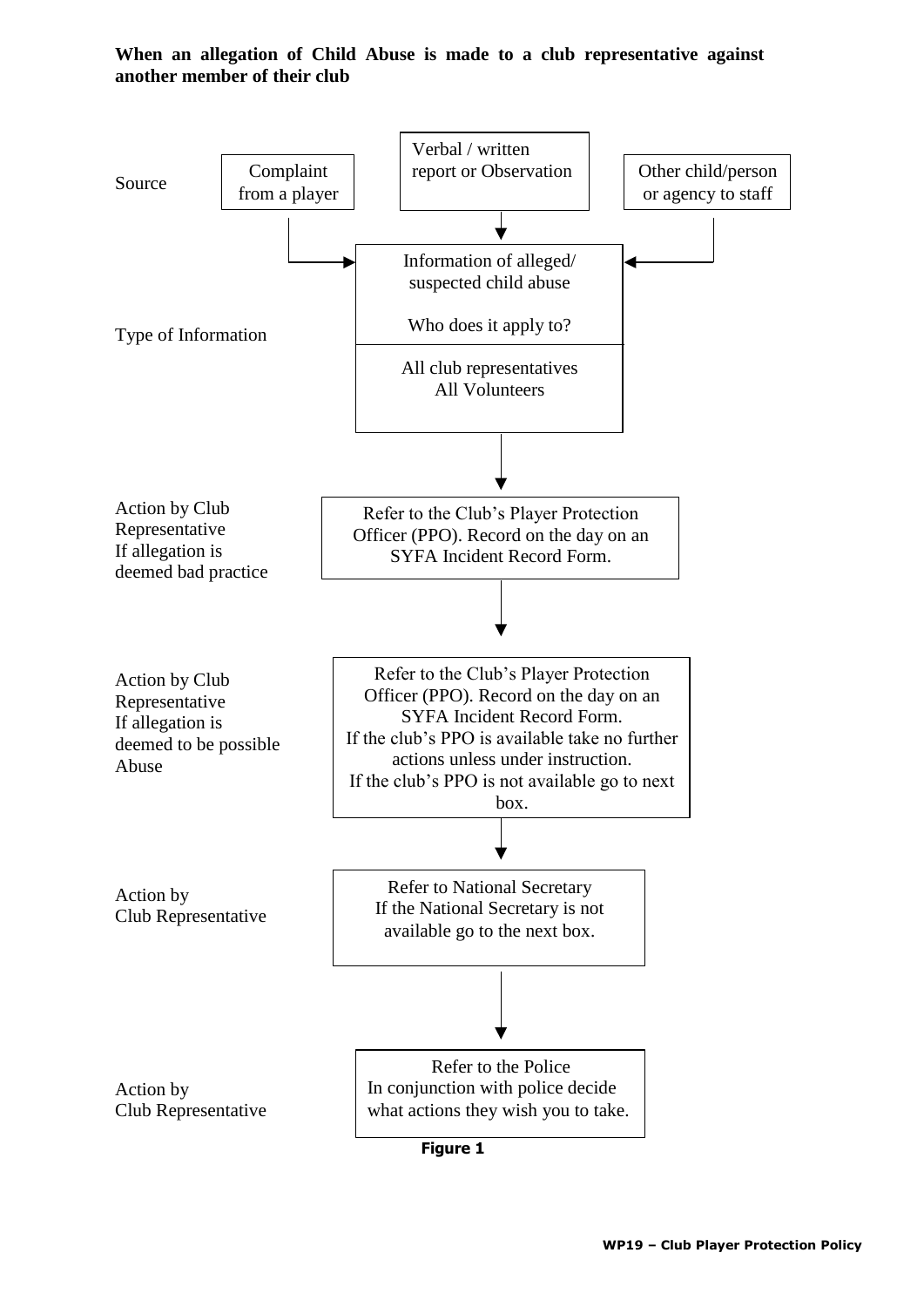**When an allegation of Child Abuse is made to a club representative against another member of their club**

**Source**

- Complaint from a player
- Verbal / written report or Observation
- Other child/person or agency to staff

**Type of Information**

Information of alleged/ suspected child abuse

Who does it apply to?

All club representatives
All Volunteers

**Action by Club Representative If allegation is deemed bad practice**

Refer to the Club's Player Protection Officer (PPO). Record on the day on an SYFA Incident Record Form.

**Action by Club Representative If allegation is deemed to be possible Abuse**

Refer to the Club's Player Protection Officer (PPO). Record on the day on an SYFA Incident Record Form.
If the club's PPO is available take no further actions unless under instruction.
If the club's PPO is not available go to next box.

**Action by Club Representative**

Refer to National Secretary
If the National Secretary is not available go to the next box.

**Action by Club Representative**

Refer to the Police
In conjunction with police decide what actions they wish you to take.

**Figure 1**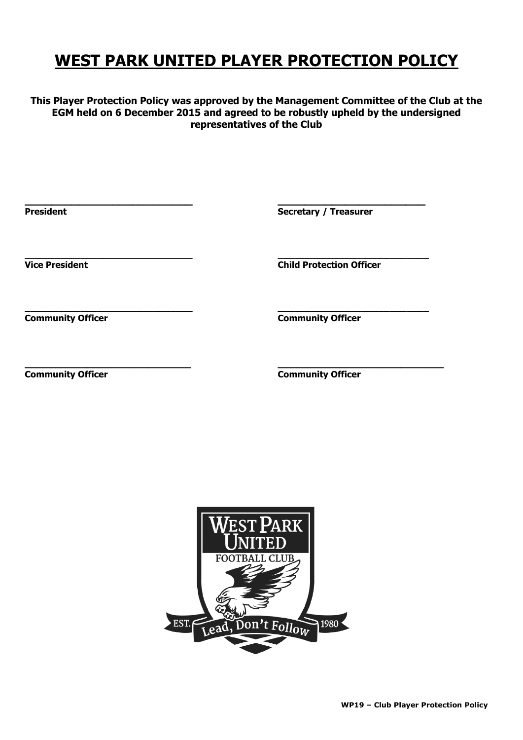# WEST PARK UNITED PLAYER PROTECTION POLICY

**This Player Protection Policy was approved by the Management Committee of the Club at the EGM held on 6 December 2015 and agreed to be robustly upheld by the undersigned representatives of the Club**

_______________________________
**President**

_______________________________
**Secretary / Treasurer**

_______________________________
**Vice President**

_______________________________
**Child Protection Officer**

_______________________________
**Community Officer**

_______________________________
**Community Officer**

_______________________________
**Community Officer**

_______________________________
**Community Officer**

WEST PARK UNITED
FOOTBALL CLUB
EST. Lead, Don't Follow 1980